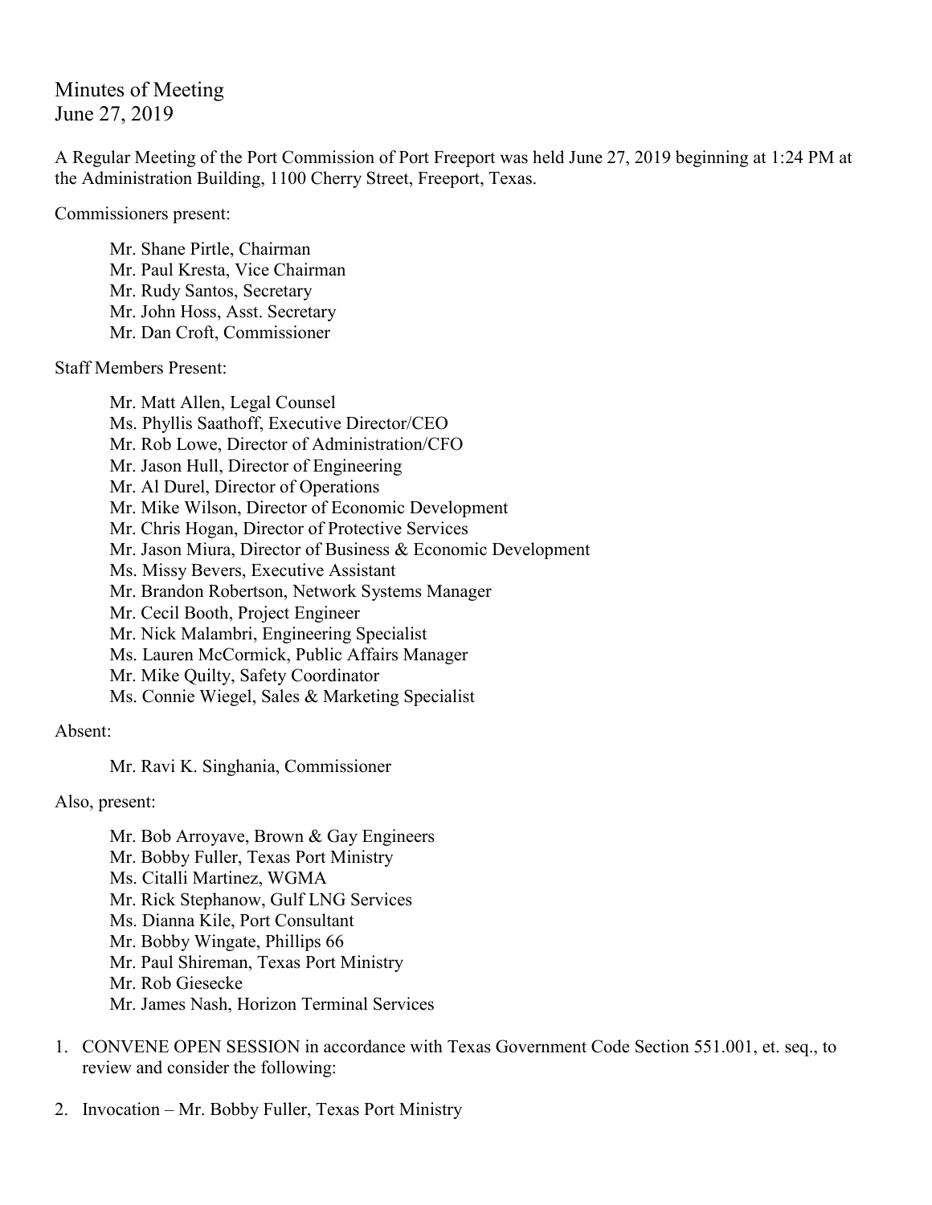# Minutes of Meeting
June 27, 2019

A Regular Meeting of the Port Commission of Port Freeport was held June 27, 2019 beginning at 1:24 PM at the Administration Building, 1100 Cherry Street, Freeport, Texas.

Commissioners present:

- Mr. Shane Pirtle, Chairman
- Mr. Paul Kresta, Vice Chairman
- Mr. Rudy Santos, Secretary
- Mr. John Hoss, Asst. Secretary
- Mr. Dan Croft, Commissioner

Staff Members Present:

- Mr. Matt Allen, Legal Counsel
- Ms. Phyllis Saathoff, Executive Director/CEO
- Mr. Rob Lowe, Director of Administration/CFO
- Mr. Jason Hull, Director of Engineering
- Mr. Al Durel, Director of Operations
- Mr. Mike Wilson, Director of Economic Development
- Mr. Chris Hogan, Director of Protective Services
- Mr. Jason Miura, Director of Business & Economic Development
- Ms. Missy Bevers, Executive Assistant
- Mr. Brandon Robertson, Network Systems Manager
- Mr. Cecil Booth, Project Engineer
- Mr. Nick Malambri, Engineering Specialist
- Ms. Lauren McCormick, Public Affairs Manager
- Mr. Mike Quilty, Safety Coordinator
- Ms. Connie Wiegel, Sales & Marketing Specialist

Absent:

- Mr. Ravi K. Singhania, Commissioner

Also, present:

- Mr. Bob Arroyave, Brown & Gay Engineers
- Mr. Bobby Fuller, Texas Port Ministry
- Ms. Citalli Martinez, WGMA
- Mr. Rick Stephanow, Gulf LNG Services
- Ms. Dianna Kile, Port Consultant
- Mr. Bobby Wingate, Phillips 66
- Mr. Paul Shireman, Texas Port Ministry
- Mr. Rob Giesecke
- Mr. James Nash, Horizon Terminal Services

1. CONVENE OPEN SESSION in accordance with Texas Government Code Section 551.001, et. seq., to review and consider the following:

2. Invocation – Mr. Bobby Fuller, Texas Port Ministry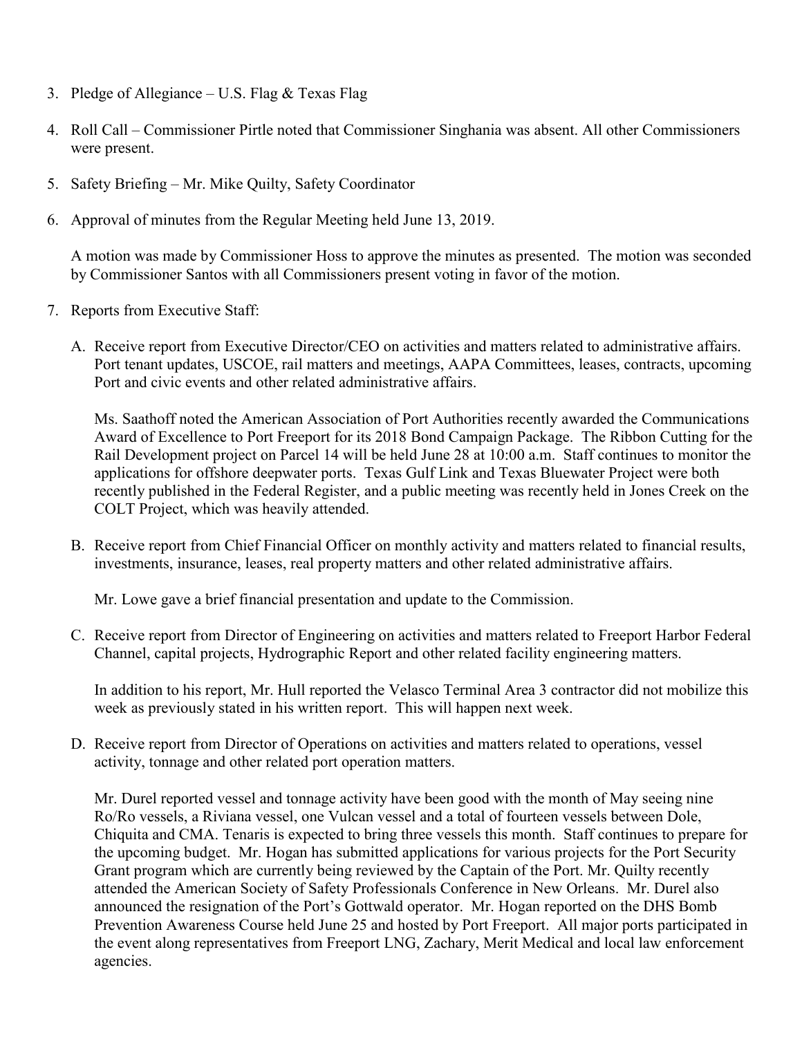3. Pledge of Allegiance – U.S. Flag & Texas Flag

4. Roll Call – Commissioner Pirtle noted that Commissioner Singhania was absent. All other Commissioners were present.

5. Safety Briefing – Mr. Mike Quilty, Safety Coordinator

6. Approval of minutes from the Regular Meeting held June 13, 2019.

   A motion was made by Commissioner Hoss to approve the minutes as presented. The motion was seconded by Commissioner Santos with all Commissioners present voting in favor of the motion.

7. Reports from Executive Staff:

   A. Receive report from Executive Director/CEO on activities and matters related to administrative affairs. Port tenant updates, USCOE, rail matters and meetings, AAPA Committees, leases, contracts, upcoming Port and civic events and other related administrative affairs.

      Ms. Saathoff noted the American Association of Port Authorities recently awarded the Communications Award of Excellence to Port Freeport for its 2018 Bond Campaign Package. The Ribbon Cutting for the Rail Development project on Parcel 14 will be held June 28 at 10:00 a.m. Staff continues to monitor the applications for offshore deepwater ports. Texas Gulf Link and Texas Bluewater Project were both recently published in the Federal Register, and a public meeting was recently held in Jones Creek on the COLT Project, which was heavily attended.

   B. Receive report from Chief Financial Officer on monthly activity and matters related to financial results, investments, insurance, leases, real property matters and other related administrative affairs.

      Mr. Lowe gave a brief financial presentation and update to the Commission.

   C. Receive report from Director of Engineering on activities and matters related to Freeport Harbor Federal Channel, capital projects, Hydrographic Report and other related facility engineering matters.

      In addition to his report, Mr. Hull reported the Velasco Terminal Area 3 contractor did not mobilize this week as previously stated in his written report. This will happen next week.

   D. Receive report from Director of Operations on activities and matters related to operations, vessel activity, tonnage and other related port operation matters.

      Mr. Durel reported vessel and tonnage activity have been good with the month of May seeing nine Ro/Ro vessels, a Riviana vessel, one Vulcan vessel and a total of fourteen vessels between Dole, Chiquita and CMA. Tenaris is expected to bring three vessels this month. Staff continues to prepare for the upcoming budget. Mr. Hogan has submitted applications for various projects for the Port Security Grant program which are currently being reviewed by the Captain of the Port. Mr. Quilty recently attended the American Society of Safety Professionals Conference in New Orleans. Mr. Durel also announced the resignation of the Port's Gottwald operator. Mr. Hogan reported on the DHS Bomb Prevention Awareness Course held June 25 and hosted by Port Freeport. All major ports participated in the event along representatives from Freeport LNG, Zachary, Merit Medical and local law enforcement agencies.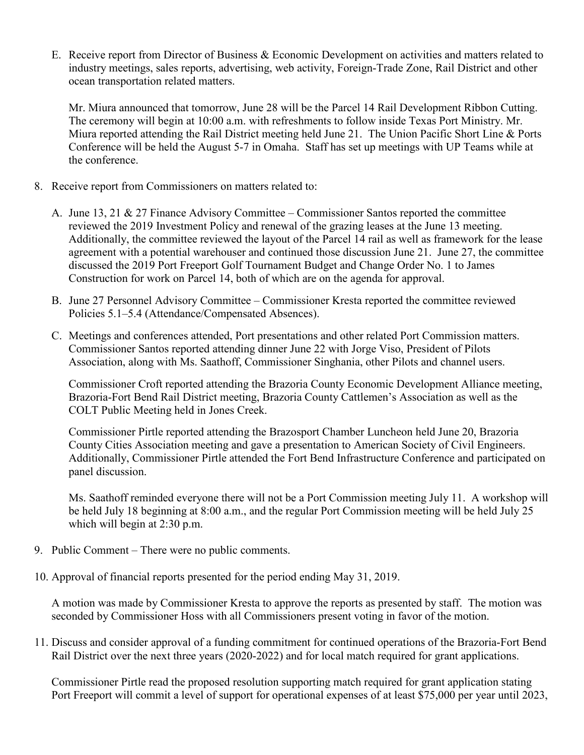E. Receive report from Director of Business & Economic Development on activities and matters related to industry meetings, sales reports, advertising, web activity, Foreign-Trade Zone, Rail District and other ocean transportation related matters.

   Mr. Miura announced that tomorrow, June 28 will be the Parcel 14 Rail Development Ribbon Cutting. The ceremony will begin at 10:00 a.m. with refreshments to follow inside Texas Port Ministry. Mr. Miura reported attending the Rail District meeting held June 21. The Union Pacific Short Line & Ports Conference will be held the August 5-7 in Omaha. Staff has set up meetings with UP Teams while at the conference.

8. Receive report from Commissioners on matters related to:

   A. June 13, 21 & 27 Finance Advisory Committee – Commissioner Santos reported the committee reviewed the 2019 Investment Policy and renewal of the grazing leases at the June 13 meeting. Additionally, the committee reviewed the layout of the Parcel 14 rail as well as framework for the lease agreement with a potential warehouser and continued those discussion June 21. June 27, the committee discussed the 2019 Port Freeport Golf Tournament Budget and Change Order No. 1 to James Construction for work on Parcel 14, both of which are on the agenda for approval.

   B. June 27 Personnel Advisory Committee – Commissioner Kresta reported the committee reviewed Policies 5.1–5.4 (Attendance/Compensated Absences).

   C. Meetings and conferences attended, Port presentations and other related Port Commission matters. Commissioner Santos reported attending dinner June 22 with Jorge Viso, President of Pilots Association, along with Ms. Saathoff, Commissioner Singhania, other Pilots and channel users.

      Commissioner Croft reported attending the Brazoria County Economic Development Alliance meeting, Brazoria-Fort Bend Rail District meeting, Brazoria County Cattlemen's Association as well as the COLT Public Meeting held in Jones Creek.

      Commissioner Pirtle reported attending the Brazosport Chamber Luncheon held June 20, Brazoria County Cities Association meeting and gave a presentation to American Society of Civil Engineers. Additionally, Commissioner Pirtle attended the Fort Bend Infrastructure Conference and participated on panel discussion.

      Ms. Saathoff reminded everyone there will not be a Port Commission meeting July 11. A workshop will be held July 18 beginning at 8:00 a.m., and the regular Port Commission meeting will be held July 25 which will begin at 2:30 p.m.

9. Public Comment – There were no public comments.

10. Approval of financial reports presented for the period ending May 31, 2019.

    A motion was made by Commissioner Kresta to approve the reports as presented by staff. The motion was seconded by Commissioner Hoss with all Commissioners present voting in favor of the motion.

11. Discuss and consider approval of a funding commitment for continued operations of the Brazoria-Fort Bend Rail District over the next three years (2020-2022) and for local match required for grant applications.

    Commissioner Pirtle read the proposed resolution supporting match required for grant application stating Port Freeport will commit a level of support for operational expenses of at least $75,000 per year until 2023,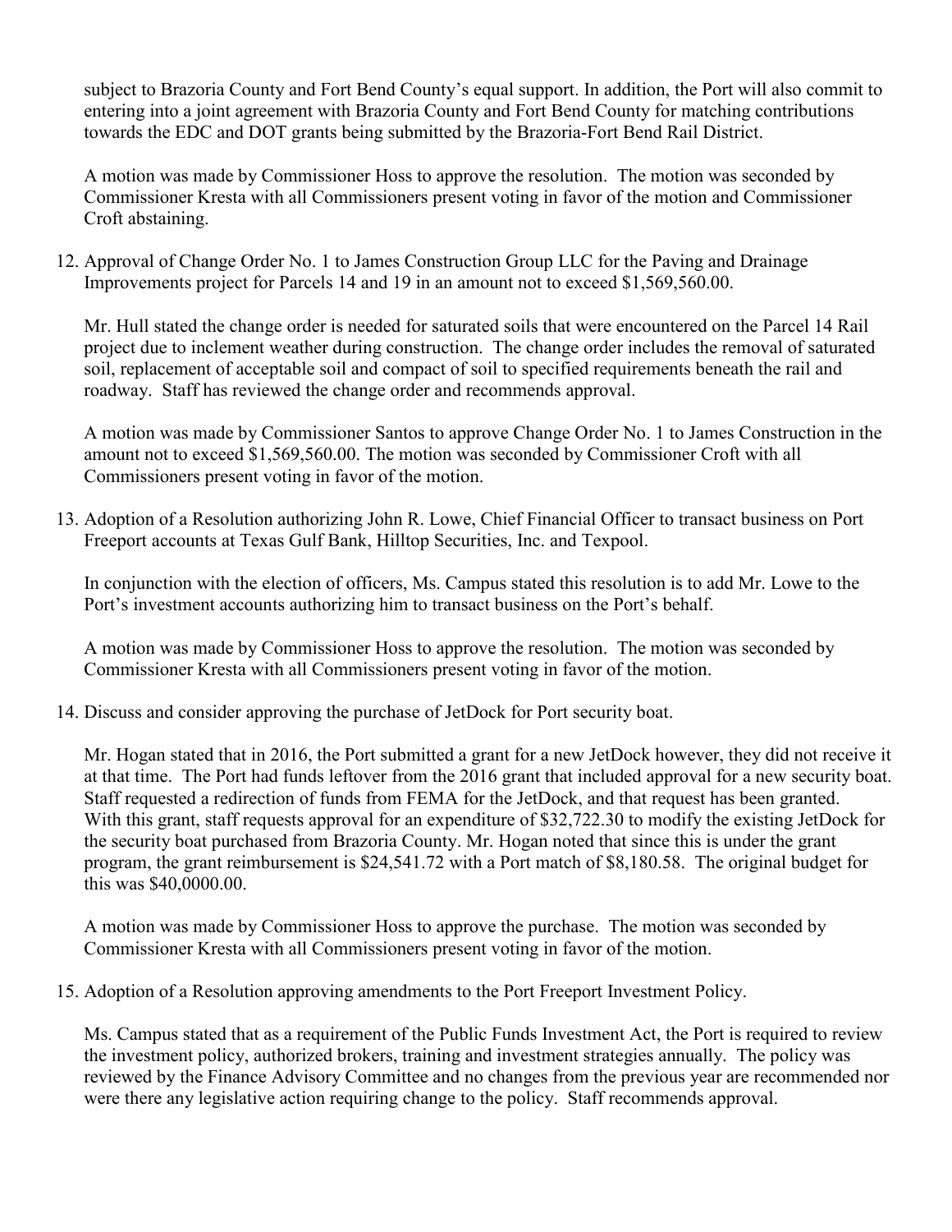subject to Brazoria County and Fort Bend County's equal support. In addition, the Port will also commit to entering into a joint agreement with Brazoria County and Fort Bend County for matching contributions towards the EDC and DOT grants being submitted by the Brazoria-Fort Bend Rail District.

A motion was made by Commissioner Hoss to approve the resolution. The motion was seconded by Commissioner Kresta with all Commissioners present voting in favor of the motion and Commissioner Croft abstaining.

12. Approval of Change Order No. 1 to James Construction Group LLC for the Paving and Drainage Improvements project for Parcels 14 and 19 in an amount not to exceed $1,569,560.00.

    Mr. Hull stated the change order is needed for saturated soils that were encountered on the Parcel 14 Rail project due to inclement weather during construction. The change order includes the removal of saturated soil, replacement of acceptable soil and compact of soil to specified requirements beneath the rail and roadway. Staff has reviewed the change order and recommends approval.

    A motion was made by Commissioner Santos to approve Change Order No. 1 to James Construction in the amount not to exceed $1,569,560.00. The motion was seconded by Commissioner Croft with all Commissioners present voting in favor of the motion.

13. Adoption of a Resolution authorizing John R. Lowe, Chief Financial Officer to transact business on Port Freeport accounts at Texas Gulf Bank, Hilltop Securities, Inc. and Texpool.

    In conjunction with the election of officers, Ms. Campus stated this resolution is to add Mr. Lowe to the Port's investment accounts authorizing him to transact business on the Port's behalf.

    A motion was made by Commissioner Hoss to approve the resolution. The motion was seconded by Commissioner Kresta with all Commissioners present voting in favor of the motion.

14. Discuss and consider approving the purchase of JetDock for Port security boat.

    Mr. Hogan stated that in 2016, the Port submitted a grant for a new JetDock however, they did not receive it at that time. The Port had funds leftover from the 2016 grant that included approval for a new security boat. Staff requested a redirection of funds from FEMA for the JetDock, and that request has been granted. With this grant, staff requests approval for an expenditure of $32,722.30 to modify the existing JetDock for the security boat purchased from Brazoria County. Mr. Hogan noted that since this is under the grant program, the grant reimbursement is $24,541.72 with a Port match of $8,180.58. The original budget for this was $40,0000.00.

    A motion was made by Commissioner Hoss to approve the purchase. The motion was seconded by Commissioner Kresta with all Commissioners present voting in favor of the motion.

15. Adoption of a Resolution approving amendments to the Port Freeport Investment Policy.

    Ms. Campus stated that as a requirement of the Public Funds Investment Act, the Port is required to review the investment policy, authorized brokers, training and investment strategies annually. The policy was reviewed by the Finance Advisory Committee and no changes from the previous year are recommended nor were there any legislative action requiring change to the policy. Staff recommends approval.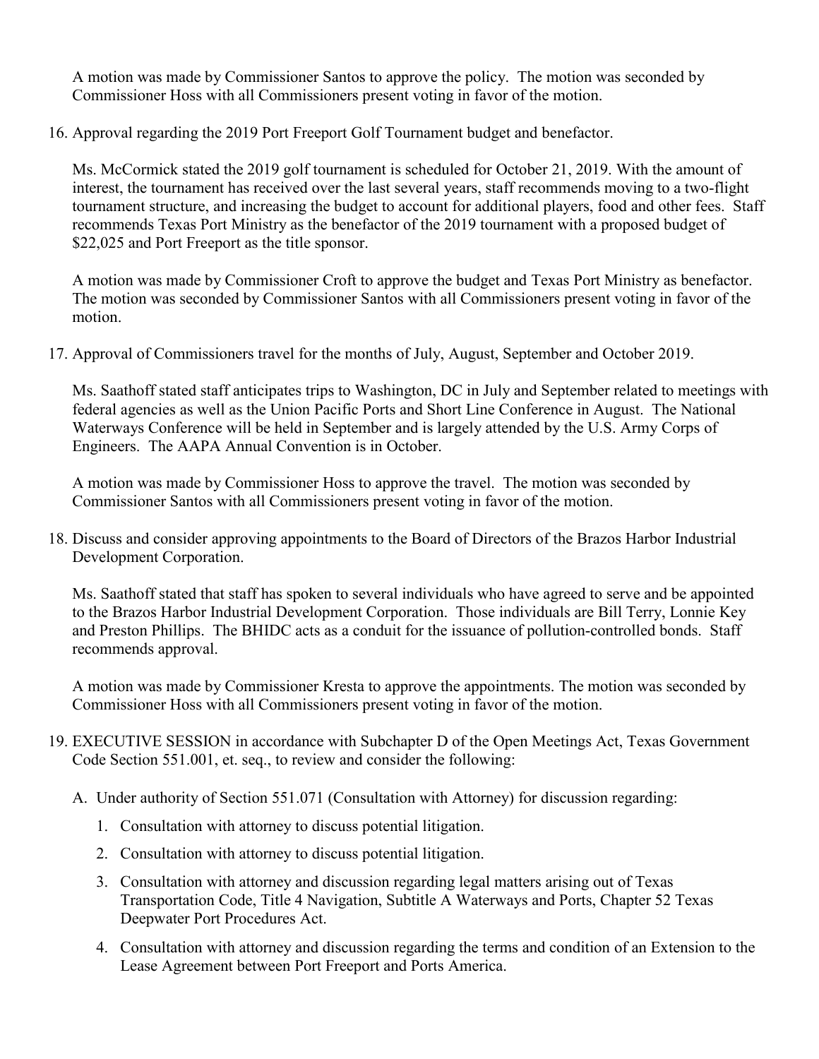A motion was made by Commissioner Santos to approve the policy. The motion was seconded by Commissioner Hoss with all Commissioners present voting in favor of the motion.

16. Approval regarding the 2019 Port Freeport Golf Tournament budget and benefactor.

    Ms. McCormick stated the 2019 golf tournament is scheduled for October 21, 2019. With the amount of interest, the tournament has received over the last several years, staff recommends moving to a two-flight tournament structure, and increasing the budget to account for additional players, food and other fees. Staff recommends Texas Port Ministry as the benefactor of the 2019 tournament with a proposed budget of \$22,025 and Port Freeport as the title sponsor.

    A motion was made by Commissioner Croft to approve the budget and Texas Port Ministry as benefactor. The motion was seconded by Commissioner Santos with all Commissioners present voting in favor of the motion.

17. Approval of Commissioners travel for the months of July, August, September and October 2019.

    Ms. Saathoff stated staff anticipates trips to Washington, DC in July and September related to meetings with federal agencies as well as the Union Pacific Ports and Short Line Conference in August. The National Waterways Conference will be held in September and is largely attended by the U.S. Army Corps of Engineers. The AAPA Annual Convention is in October.

    A motion was made by Commissioner Hoss to approve the travel. The motion was seconded by Commissioner Santos with all Commissioners present voting in favor of the motion.

18. Discuss and consider approving appointments to the Board of Directors of the Brazos Harbor Industrial Development Corporation.

    Ms. Saathoff stated that staff has spoken to several individuals who have agreed to serve and be appointed to the Brazos Harbor Industrial Development Corporation. Those individuals are Bill Terry, Lonnie Key and Preston Phillips. The BHIDC acts as a conduit for the issuance of pollution-controlled bonds. Staff recommends approval.

    A motion was made by Commissioner Kresta to approve the appointments. The motion was seconded by Commissioner Hoss with all Commissioners present voting in favor of the motion.

19. EXECUTIVE SESSION in accordance with Subchapter D of the Open Meetings Act, Texas Government Code Section 551.001, et. seq., to review and consider the following:

    A. Under authority of Section 551.071 (Consultation with Attorney) for discussion regarding:

        1. Consultation with attorney to discuss potential litigation.
        2. Consultation with attorney to discuss potential litigation.
        3. Consultation with attorney and discussion regarding legal matters arising out of Texas Transportation Code, Title 4 Navigation, Subtitle A Waterways and Ports, Chapter 52 Texas Deepwater Port Procedures Act.
        4. Consultation with attorney and discussion regarding the terms and condition of an Extension to the Lease Agreement between Port Freeport and Ports America.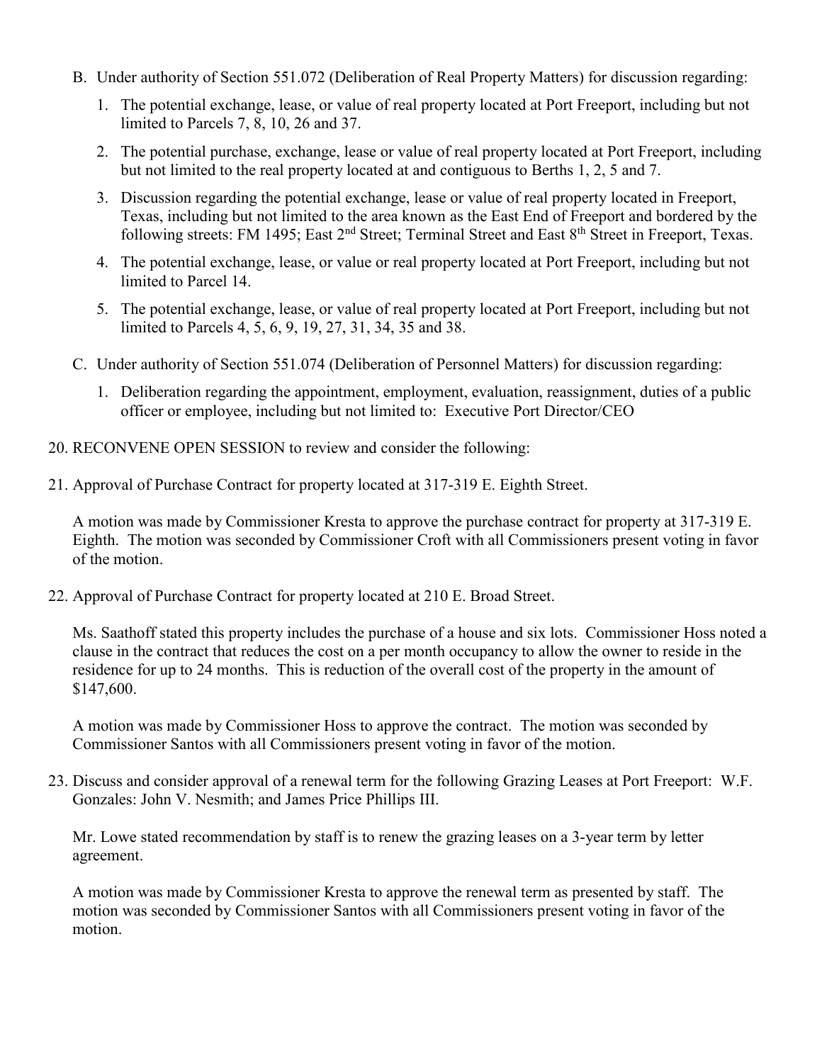B. Under authority of Section 551.072 (Deliberation of Real Property Matters) for discussion regarding:

   1. The potential exchange, lease, or value of real property located at Port Freeport, including but not limited to Parcels 7, 8, 10, 26 and 37.

   2. The potential purchase, exchange, lease or value of real property located at Port Freeport, including but not limited to the real property located at and contiguous to Berths 1, 2, 5 and 7.

   3. Discussion regarding the potential exchange, lease or value of real property located in Freeport, Texas, including but not limited to the area known as the East End of Freeport and bordered by the following streets: FM 1495; East 2nd Street; Terminal Street and East 8th Street in Freeport, Texas.

   4. The potential exchange, lease, or value or real property located at Port Freeport, including but not limited to Parcel 14.

   5. The potential exchange, lease, or value of real property located at Port Freeport, including but not limited to Parcels 4, 5, 6, 9, 19, 27, 31, 34, 35 and 38.

C. Under authority of Section 551.074 (Deliberation of Personnel Matters) for discussion regarding:

   1. Deliberation regarding the appointment, employment, evaluation, reassignment, duties of a public officer or employee, including but not limited to: Executive Port Director/CEO

20. RECONVENE OPEN SESSION to review and consider the following:

21. Approval of Purchase Contract for property located at 317-319 E. Eighth Street.

    A motion was made by Commissioner Kresta to approve the purchase contract for property at 317-319 E. Eighth. The motion was seconded by Commissioner Croft with all Commissioners present voting in favor of the motion.

22. Approval of Purchase Contract for property located at 210 E. Broad Street.

    Ms. Saathoff stated this property includes the purchase of a house and six lots. Commissioner Hoss noted a clause in the contract that reduces the cost on a per month occupancy to allow the owner to reside in the residence for up to 24 months. This is reduction of the overall cost of the property in the amount of $147,600.

    A motion was made by Commissioner Hoss to approve the contract. The motion was seconded by Commissioner Santos with all Commissioners present voting in favor of the motion.

23. Discuss and consider approval of a renewal term for the following Grazing Leases at Port Freeport: W.F. Gonzales: John V. Nesmith; and James Price Phillips III.

    Mr. Lowe stated recommendation by staff is to renew the grazing leases on a 3-year term by letter agreement.

    A motion was made by Commissioner Kresta to approve the renewal term as presented by staff. The motion was seconded by Commissioner Santos with all Commissioners present voting in favor of the motion.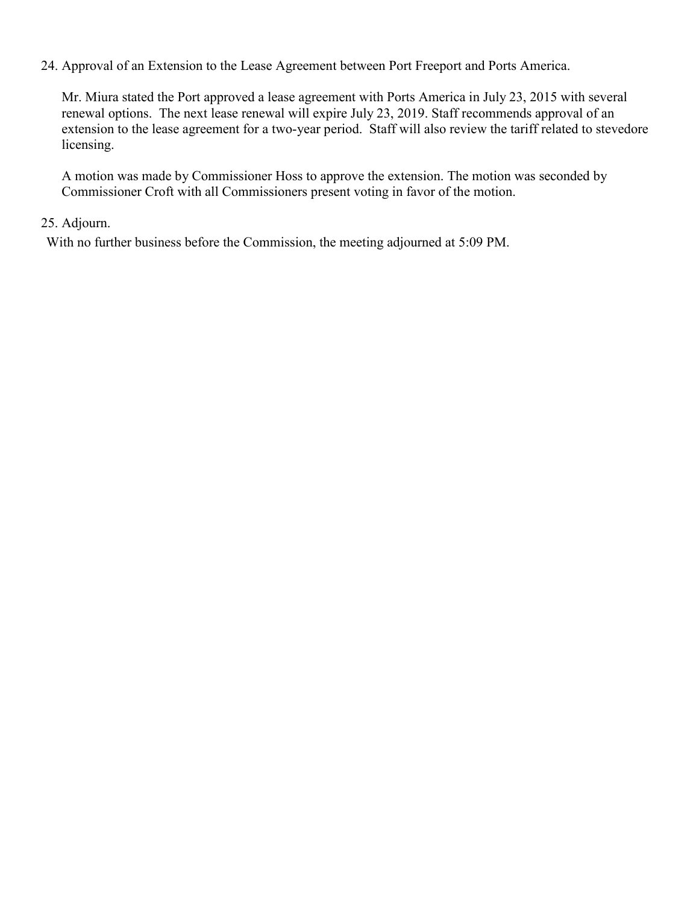24. Approval of an Extension to the Lease Agreement between Port Freeport and Ports America.

    Mr. Miura stated the Port approved a lease agreement with Ports America in July 23, 2015 with several renewal options. The next lease renewal will expire July 23, 2019. Staff recommends approval of an extension to the lease agreement for a two-year period. Staff will also review the tariff related to stevedore licensing.

    A motion was made by Commissioner Hoss to approve the extension. The motion was seconded by Commissioner Croft with all Commissioners present voting in favor of the motion.

25. Adjourn.

With no further business before the Commission, the meeting adjourned at 5:09 PM.